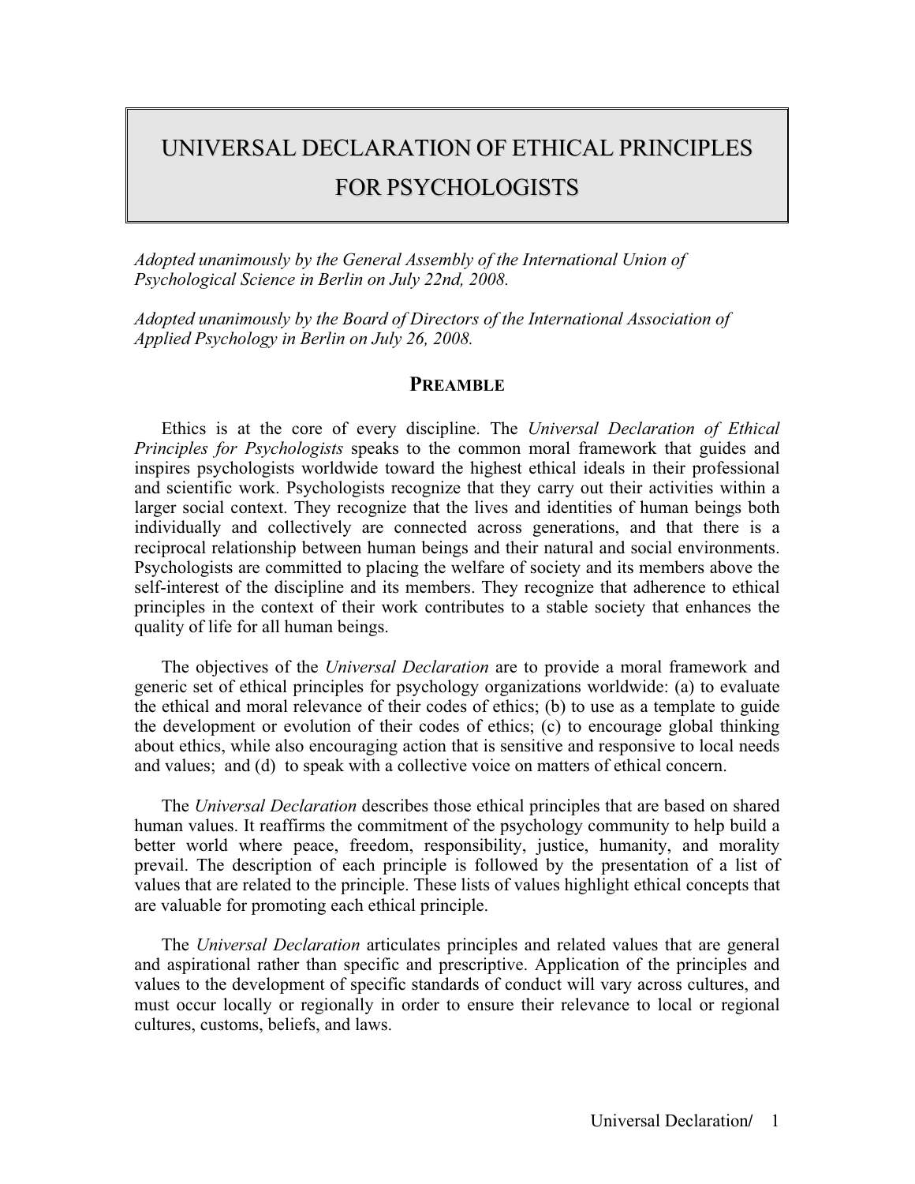# UNIVERSAL DECLARATION OF ETHICAL PRINCIPLES FOR PSYCHOLOGISTS

*Adopted unanimously by the General Assembly of the International Union of Psychological Science in Berlin on July 22nd, 2008.*

*Adopted unanimously by the Board of Directors of the International Association of Applied Psychology in Berlin on July 26, 2008.*

## PREAMBLE

Ethics is at the core of every discipline. The *Universal Declaration of Ethical Principles for Psychologists* speaks to the common moral framework that guides and inspires psychologists worldwide toward the highest ethical ideals in their professional and scientific work. Psychologists recognize that they carry out their activities within a larger social context. They recognize that the lives and identities of human beings both individually and collectively are connected across generations, and that there is a reciprocal relationship between human beings and their natural and social environments. Psychologists are committed to placing the welfare of society and its members above the self-interest of the discipline and its members. They recognize that adherence to ethical principles in the context of their work contributes to a stable society that enhances the quality of life for all human beings.

The objectives of the *Universal Declaration* are to provide a moral framework and generic set of ethical principles for psychology organizations worldwide: (a) to evaluate the ethical and moral relevance of their codes of ethics; (b) to use as a template to guide the development or evolution of their codes of ethics; (c) to encourage global thinking about ethics, while also encouraging action that is sensitive and responsive to local needs and values; and (d) to speak with a collective voice on matters of ethical concern.

The *Universal Declaration* describes those ethical principles that are based on shared human values. It reaffirms the commitment of the psychology community to help build a better world where peace, freedom, responsibility, justice, humanity, and morality prevail. The description of each principle is followed by the presentation of a list of values that are related to the principle. These lists of values highlight ethical concepts that are valuable for promoting each ethical principle.

The *Universal Declaration* articulates principles and related values that are general and aspirational rather than specific and prescriptive. Application of the principles and values to the development of specific standards of conduct will vary across cultures, and must occur locally or regionally in order to ensure their relevance to local or regional cultures, customs, beliefs, and laws.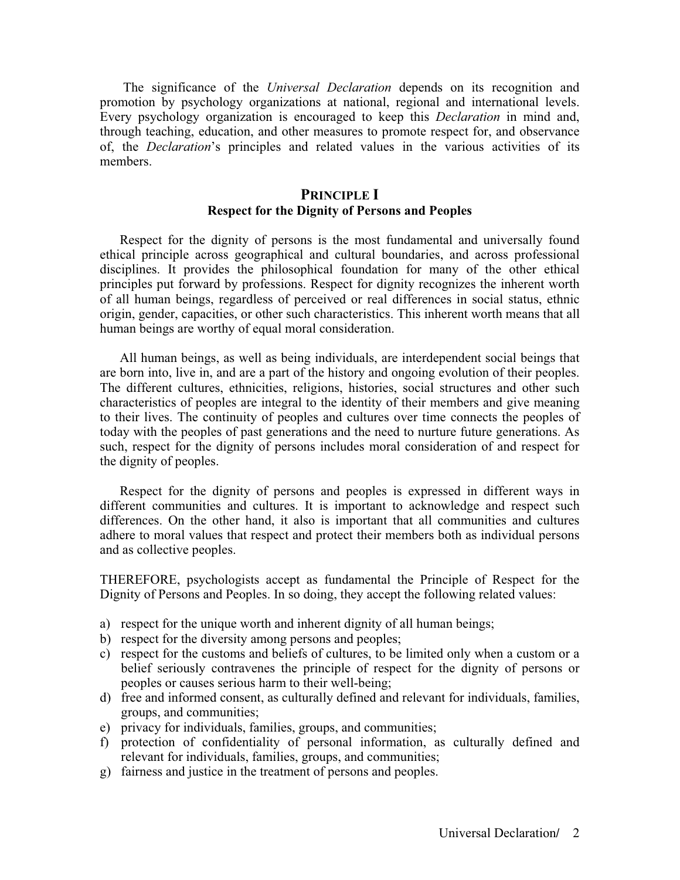The significance of the *Universal Declaration* depends on its recognition and promotion by psychology organizations at national, regional and international levels. Every psychology organization is encouraged to keep this *Declaration* in mind and, through teaching, education, and other measures to promote respect for, and observance of, the *Declaration*'s principles and related values in the various activities of its members.

## PRINCIPLE I
### Respect for the Dignity of Persons and Peoples

Respect for the dignity of persons is the most fundamental and universally found ethical principle across geographical and cultural boundaries, and across professional disciplines. It provides the philosophical foundation for many of the other ethical principles put forward by professions. Respect for dignity recognizes the inherent worth of all human beings, regardless of perceived or real differences in social status, ethnic origin, gender, capacities, or other such characteristics. This inherent worth means that all human beings are worthy of equal moral consideration.

All human beings, as well as being individuals, are interdependent social beings that are born into, live in, and are a part of the history and ongoing evolution of their peoples. The different cultures, ethnicities, religions, histories, social structures and other such characteristics of peoples are integral to the identity of their members and give meaning to their lives. The continuity of peoples and cultures over time connects the peoples of today with the peoples of past generations and the need to nurture future generations. As such, respect for the dignity of persons includes moral consideration of and respect for the dignity of peoples.

Respect for the dignity of persons and peoples is expressed in different ways in different communities and cultures. It is important to acknowledge and respect such differences. On the other hand, it also is important that all communities and cultures adhere to moral values that respect and protect their members both as individual persons and as collective peoples.

THEREFORE, psychologists accept as fundamental the Principle of Respect for the Dignity of Persons and Peoples. In so doing, they accept the following related values:

a) respect for the unique worth and inherent dignity of all human beings;
b) respect for the diversity among persons and peoples;
c) respect for the customs and beliefs of cultures, to be limited only when a custom or a belief seriously contravenes the principle of respect for the dignity of persons or peoples or causes serious harm to their well-being;
d) free and informed consent, as culturally defined and relevant for individuals, families, groups, and communities;
e) privacy for individuals, families, groups, and communities;
f) protection of confidentiality of personal information, as culturally defined and relevant for individuals, families, groups, and communities;
g) fairness and justice in the treatment of persons and peoples.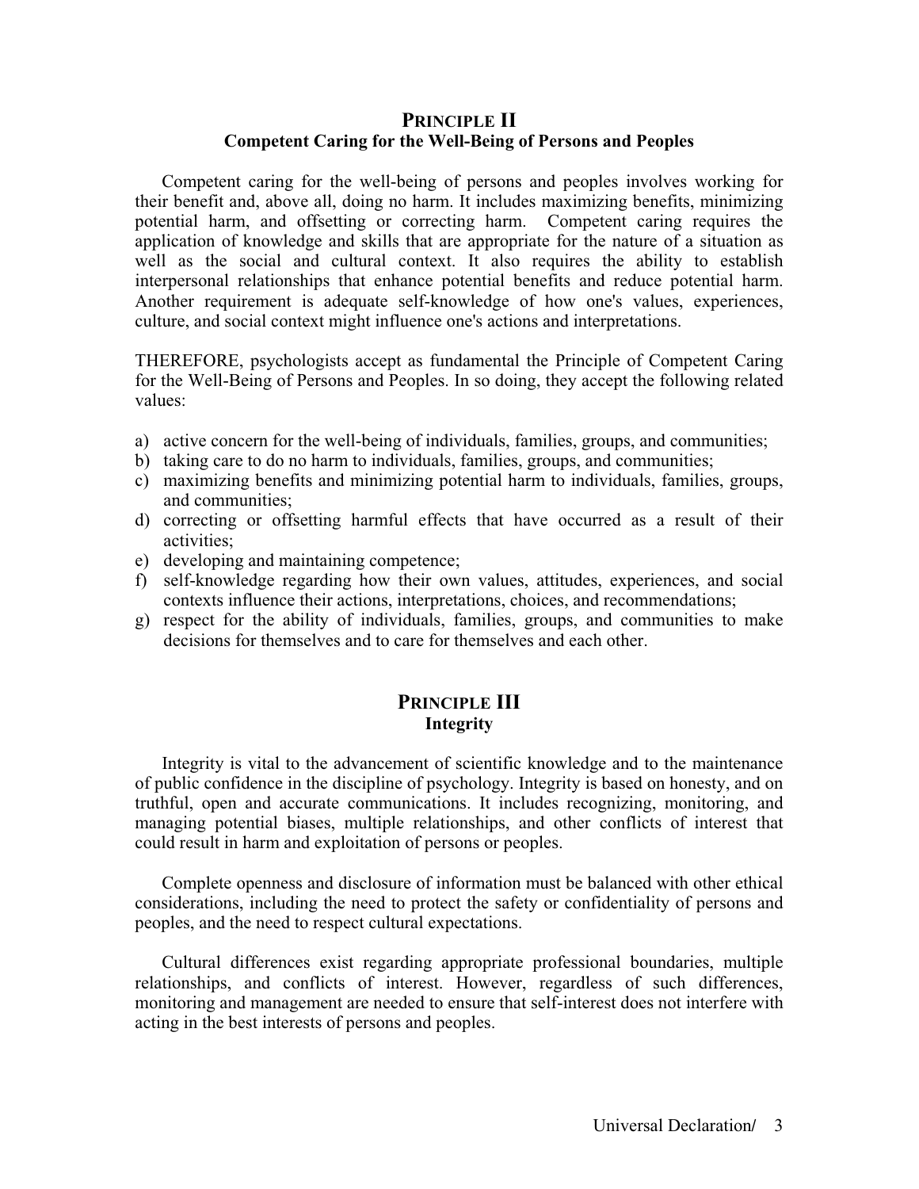## PRINCIPLE II
### Competent Caring for the Well-Being of Persons and Peoples

Competent caring for the well-being of persons and peoples involves working for their benefit and, above all, doing no harm. It includes maximizing benefits, minimizing potential harm, and offsetting or correcting harm. Competent caring requires the application of knowledge and skills that are appropriate for the nature of a situation as well as the social and cultural context. It also requires the ability to establish interpersonal relationships that enhance potential benefits and reduce potential harm. Another requirement is adequate self-knowledge of how one's values, experiences, culture, and social context might influence one's actions and interpretations.

THEREFORE, psychologists accept as fundamental the Principle of Competent Caring for the Well-Being of Persons and Peoples. In so doing, they accept the following related values:

a) active concern for the well-being of individuals, families, groups, and communities;
b) taking care to do no harm to individuals, families, groups, and communities;
c) maximizing benefits and minimizing potential harm to individuals, families, groups, and communities;
d) correcting or offsetting harmful effects that have occurred as a result of their activities;
e) developing and maintaining competence;
f) self-knowledge regarding how their own values, attitudes, experiences, and social contexts influence their actions, interpretations, choices, and recommendations;
g) respect for the ability of individuals, families, groups, and communities to make decisions for themselves and to care for themselves and each other.

## PRINCIPLE III
### Integrity

Integrity is vital to the advancement of scientific knowledge and to the maintenance of public confidence in the discipline of psychology. Integrity is based on honesty, and on truthful, open and accurate communications. It includes recognizing, monitoring, and managing potential biases, multiple relationships, and other conflicts of interest that could result in harm and exploitation of persons or peoples.

Complete openness and disclosure of information must be balanced with other ethical considerations, including the need to protect the safety or confidentiality of persons and peoples, and the need to respect cultural expectations.

Cultural differences exist regarding appropriate professional boundaries, multiple relationships, and conflicts of interest. However, regardless of such differences, monitoring and management are needed to ensure that self-interest does not interfere with acting in the best interests of persons and peoples.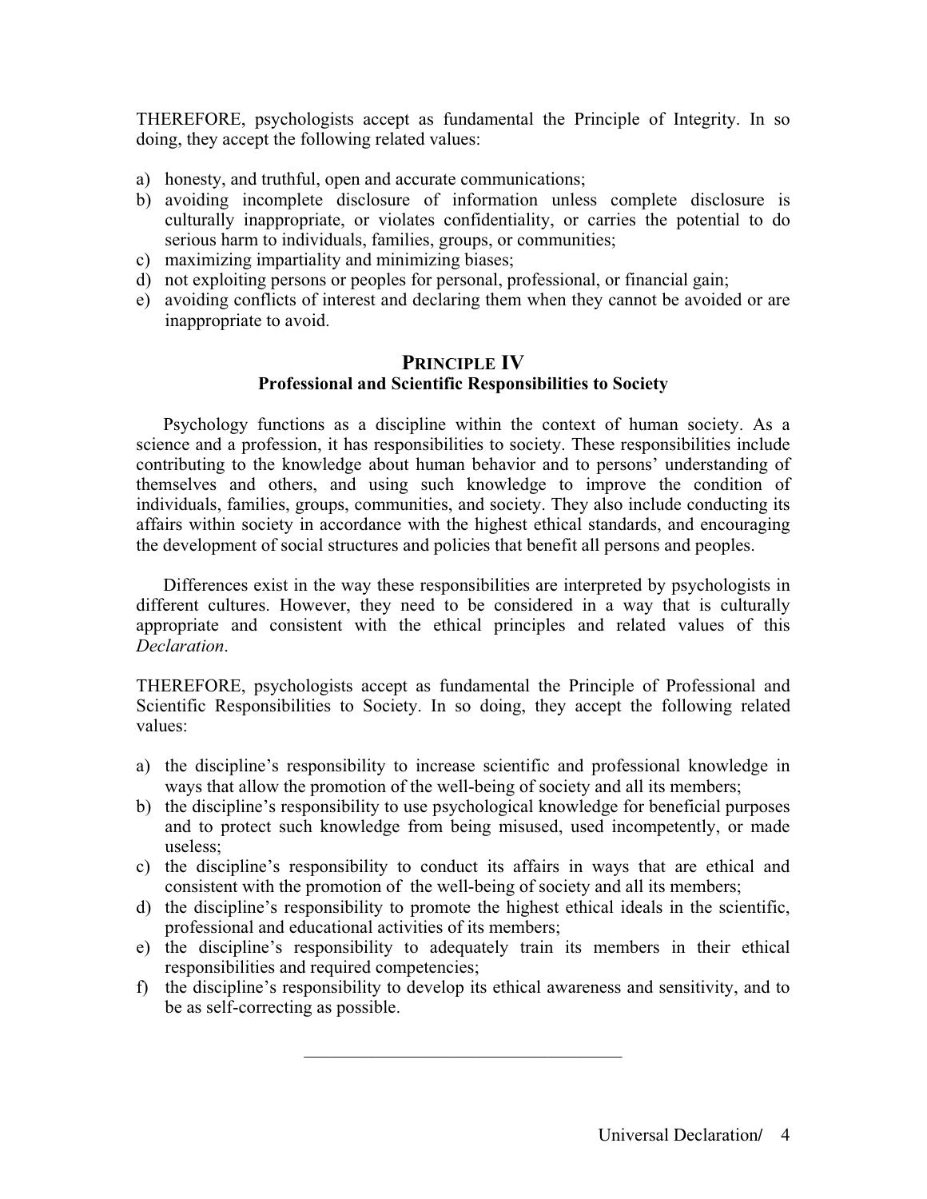THEREFORE, psychologists accept as fundamental the Principle of Integrity. In so doing, they accept the following related values:

a) honesty, and truthful, open and accurate communications;
b) avoiding incomplete disclosure of information unless complete disclosure is culturally inappropriate, or violates confidentiality, or carries the potential to do serious harm to individuals, families, groups, or communities;
c) maximizing impartiality and minimizing biases;
d) not exploiting persons or peoples for personal, professional, or financial gain;
e) avoiding conflicts of interest and declaring them when they cannot be avoided or are inappropriate to avoid.

## PRINCIPLE IV
### Professional and Scientific Responsibilities to Society

Psychology functions as a discipline within the context of human society. As a science and a profession, it has responsibilities to society. These responsibilities include contributing to the knowledge about human behavior and to persons' understanding of themselves and others, and using such knowledge to improve the condition of individuals, families, groups, communities, and society. They also include conducting its affairs within society in accordance with the highest ethical standards, and encouraging the development of social structures and policies that benefit all persons and peoples.

Differences exist in the way these responsibilities are interpreted by psychologists in different cultures. However, they need to be considered in a way that is culturally appropriate and consistent with the ethical principles and related values of this *Declaration*.

THEREFORE, psychologists accept as fundamental the Principle of Professional and Scientific Responsibilities to Society. In so doing, they accept the following related values:

a) the discipline's responsibility to increase scientific and professional knowledge in ways that allow the promotion of the well-being of society and all its members;
b) the discipline's responsibility to use psychological knowledge for beneficial purposes and to protect such knowledge from being misused, used incompetently, or made useless;
c) the discipline's responsibility to conduct its affairs in ways that are ethical and consistent with the promotion of the well-being of society and all its members;
d) the discipline's responsibility to promote the highest ethical ideals in the scientific, professional and educational activities of its members;
e) the discipline's responsibility to adequately train its members in their ethical responsibilities and required competencies;
f) the discipline's responsibility to develop its ethical awareness and sensitivity, and to be as self-correcting as possible.

---